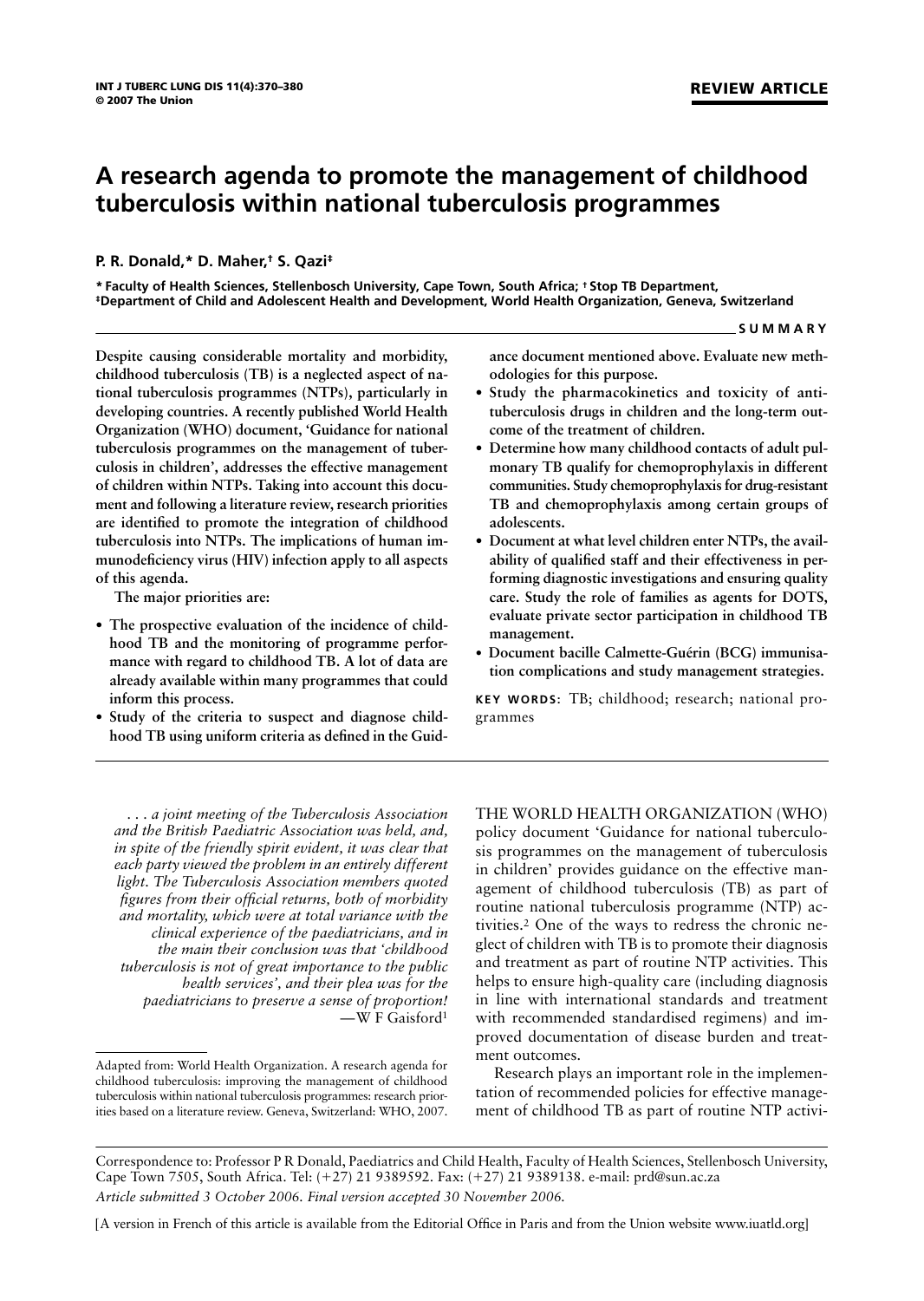REVIEW ARTICLE

# A research agenda to promote the management of childhood tuberculosis within national tuberculosis programmes

**P. R. Donald,* D. Maher,† S. Qazi‡**

**\* Faculty of Health Sciences, Stellenbosch University, Cape Town, South Africa; † Stop TB Department, ‡Department of Child and Adolescent Health and Development, World Health Organization, Geneva, Switzerland**

## SUMMARY

**Despite causing considerable mortality and morbidity, childhood tuberculosis (TB) is a neglected aspect of national tuberculosis programmes (NTPs), particularly in developing countries. A recently published World Health Organization (WHO) document, 'Guidance for national tuberculosis programmes on the management of tuberculosis in children', addresses the effective management of children within NTPs. Taking into account this document and following a literature review, research priorities are identified to promote the integration of childhood tuberculosis into NTPs. The implications of human immunodeficiency virus (HIV) infection apply to all aspects of this agenda.**

**The major priorities are:**

- **The prospective evaluation of the incidence of childhood TB and the monitoring of programme performance with regard to childhood TB. A lot of data are already available within many programmes that could inform this process.**
- **Study of the criteria to suspect and diagnose childhood TB using uniform criteria as defined in the Guidance document mentioned above. Evaluate new methodologies for this purpose.**
- **Study the pharmacokinetics and toxicity of antituberculosis drugs in children and the long-term outcome of the treatment of children.**
- **Determine how many childhood contacts of adult pulmonary TB qualify for chemoprophylaxis in different communities. Study chemoprophylaxis for drug-resistant TB and chemoprophylaxis among certain groups of adolescents.**
- **Document at what level children enter NTPs, the availability of qualified staff and their effectiveness in performing diagnostic investigations and ensuring quality care. Study the role of families as agents for DOTS, evaluate private sector participation in childhood TB management.**
- **Document bacille Calmette-Guérin (BCG) immunisation complications and study management strategies.**

**KEY WORDS:** TB; childhood; research; national programmes

*. . . a joint meeting of the Tuberculosis Association and the British Paediatric Association was held, and, in spite of the friendly spirit evident, it was clear that each party viewed the problem in an entirely different light. The Tuberculosis Association members quoted figures from their official returns, both of morbidity and mortality, which were at total variance with the clinical experience of the paediatricians, and in the main their conclusion was that 'childhood tuberculosis is not of great importance to the public health services', and their plea was for the paediatricians to preserve a sense of proportion!*
—W F Gaisford[1]

Adapted from: World Health Organization. A research agenda for childhood tuberculosis: improving the management of childhood tuberculosis within national tuberculosis programmes: research priorities based on a literature review. Geneva, Switzerland: WHO, 2007.

THE WORLD HEALTH ORGANIZATION (WHO) policy document 'Guidance for national tuberculosis programmes on the management of tuberculosis in children' provides guidance on the effective management of childhood tuberculosis (TB) as part of routine national tuberculosis programme (NTP) activities.[2] One of the ways to redress the chronic neglect of children with TB is to promote their diagnosis and treatment as part of routine NTP activities. This helps to ensure high-quality care (including diagnosis in line with international standards and treatment with recommended standardised regimens) and improved documentation of disease burden and treatment outcomes.

Research plays an important role in the implementation of recommended policies for effective management of childhood TB as part of routine NTP activi-

Correspondence to: Professor P R Donald, Paediatrics and Child Health, Faculty of Health Sciences, Stellenbosch University, Cape Town 7505, South Africa. Tel: (+27) 21 9389592. Fax: (+27) 21 9389138. e-mail: prd@sun.ac.za

*Article submitted 3 October 2006. Final version accepted 30 November 2006.*

[A version in French of this article is available from the Editorial Office in Paris and from the Union website www.iuatld.org]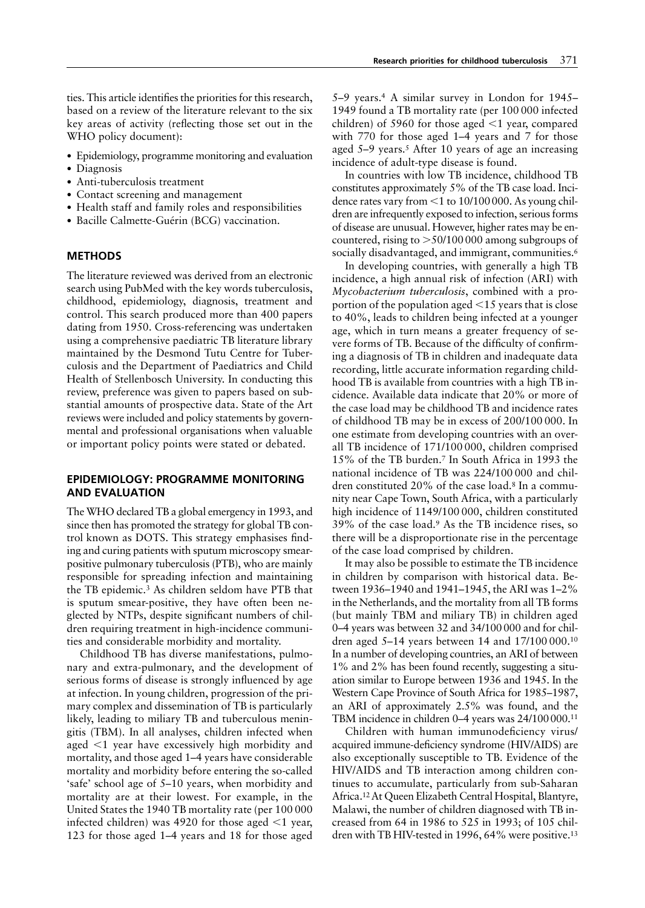ties. This article identifies the priorities for this research, based on a review of the literature relevant to the six key areas of activity (reflecting those set out in the WHO policy document):

- Epidemiology, programme monitoring and evaluation
- Diagnosis
- Anti-tuberculosis treatment
- Contact screening and management
- Health staff and family roles and responsibilities
- Bacille Calmette-Guérin (BCG) vaccination.

## METHODS

The literature reviewed was derived from an electronic search using PubMed with the key words tuberculosis, childhood, epidemiology, diagnosis, treatment and control. This search produced more than 400 papers dating from 1950. Cross-referencing was undertaken using a comprehensive paediatric TB literature library maintained by the Desmond Tutu Centre for Tuberculosis and the Department of Paediatrics and Child Health of Stellenbosch University. In conducting this review, preference was given to papers based on substantial amounts of prospective data. State of the Art reviews were included and policy statements by governmental and professional organisations when valuable or important policy points were stated or debated.

## EPIDEMIOLOGY: PROGRAMME MONITORING AND EVALUATION

The WHO declared TB a global emergency in 1993, and since then has promoted the strategy for global TB control known as DOTS. This strategy emphasises finding and curing patients with sputum microscopy smear-positive pulmonary tuberculosis (PTB), who are mainly responsible for spreading infection and maintaining the TB epidemic.[3] As children seldom have PTB that is sputum smear-positive, they have often been neglected by NTPs, despite significant numbers of children requiring treatment in high-incidence communities and considerable morbidity and mortality.

Childhood TB has diverse manifestations, pulmonary and extra-pulmonary, and the development of serious forms of disease is strongly influenced by age at infection. In young children, progression of the primary complex and dissemination of TB is particularly likely, leading to miliary TB and tuberculous meningitis (TBM). In all analyses, children infected when aged <1 year have excessively high morbidity and mortality, and those aged 1–4 years have considerable mortality and morbidity before entering the so-called 'safe' school age of 5–10 years, when morbidity and mortality are at their lowest. For example, in the United States the 1940 TB mortality rate (per 100 000 infected children) was 4920 for those aged <1 year, 123 for those aged 1–4 years and 18 for those aged 5–9 years.[4] A similar survey in London for 1945–1949 found a TB mortality rate (per 100 000 infected children) of 5960 for those aged <1 year, compared with 770 for those aged 1–4 years and 7 for those aged 5–9 years.[5] After 10 years of age an increasing incidence of adult-type disease is found.

In countries with low TB incidence, childhood TB constitutes approximately 5% of the TB case load. Incidence rates vary from <1 to 10/100 000. As young children are infrequently exposed to infection, serious forms of disease are unusual. However, higher rates may be encountered, rising to >50/100 000 among subgroups of socially disadvantaged, and immigrant, communities.[6]

In developing countries, with generally a high TB incidence, a high annual risk of infection (ARI) with *Mycobacterium tuberculosis*, combined with a proportion of the population aged <15 years that is close to 40%, leads to children being infected at a younger age, which in turn means a greater frequency of severe forms of TB. Because of the difficulty of confirming a diagnosis of TB in children and inadequate data recording, little accurate information regarding childhood TB is available from countries with a high TB incidence. Available data indicate that 20% or more of the case load may be childhood TB and incidence rates of childhood TB may be in excess of 200/100 000. In one estimate from developing countries with an overall TB incidence of 171/100 000, children comprised 15% of the TB burden.[7] In South Africa in 1993 the national incidence of TB was 224/100 000 and children constituted 20% of the case load.[8] In a community near Cape Town, South Africa, with a particularly high incidence of 1149/100 000, children constituted 39% of the case load.[9] As the TB incidence rises, so there will be a disproportionate rise in the percentage of the case load comprised by children.

It may also be possible to estimate the TB incidence in children by comparison with historical data. Between 1936–1940 and 1941–1945, the ARI was 1–2% in the Netherlands, and the mortality from all TB forms (but mainly TBM and miliary TB) in children aged 0–4 years was between 32 and 34/100 000 and for children aged 5–14 years between 14 and 17/100 000.[10] In a number of developing countries, an ARI of between 1% and 2% has been found recently, suggesting a situation similar to Europe between 1936 and 1945. In the Western Cape Province of South Africa for 1985–1987, an ARI of approximately 2.5% was found, and the TBM incidence in children 0–4 years was 24/100 000.[11]

Children with human immunodeficiency virus/acquired immune-deficiency syndrome (HIV/AIDS) are also exceptionally susceptible to TB. Evidence of the HIV/AIDS and TB interaction among children continues to accumulate, particularly from sub-Saharan Africa.[12] At Queen Elizabeth Central Hospital, Blantyre, Malawi, the number of children diagnosed with TB increased from 64 in 1986 to 525 in 1993; of 105 children with TB HIV-tested in 1996, 64% were positive.[13]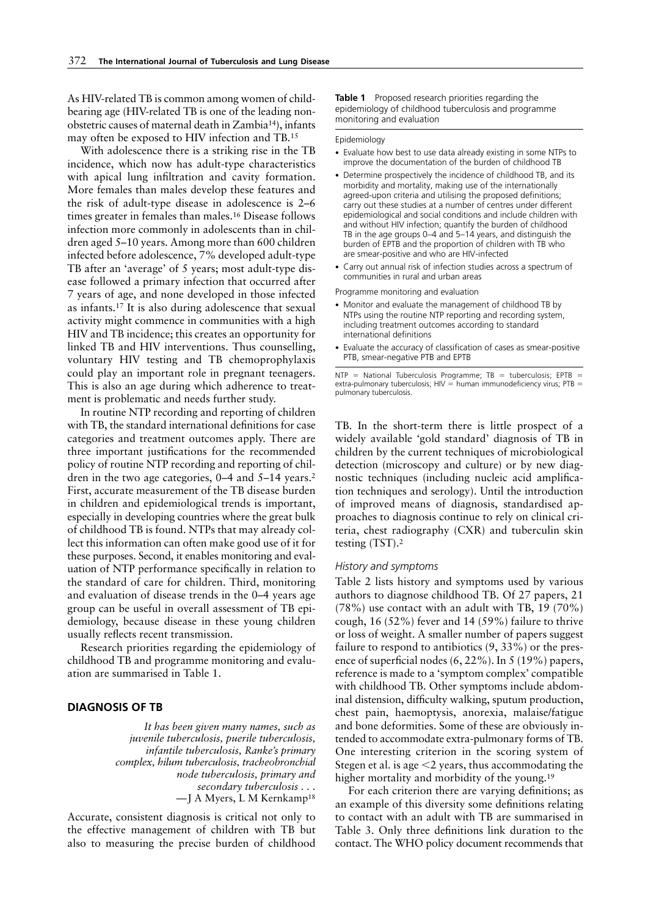As HIV-related TB is common among women of childbearing age (HIV-related TB is one of the leading non-obstetric causes of maternal death in Zambia[14]), infants may often be exposed to HIV infection and TB.[15]

With adolescence there is a striking rise in the TB incidence, which now has adult-type characteristics with apical lung infiltration and cavity formation. More females than males develop these features and the risk of adult-type disease in adolescence is 2–6 times greater in females than males.[16] Disease follows infection more commonly in adolescents than in children aged 5–10 years. Among more than 600 children infected before adolescence, 7% developed adult-type TB after an 'average' of 5 years; most adult-type disease followed a primary infection that occurred after 7 years of age, and none developed in those infected as infants.[17] It is also during adolescence that sexual activity might commence in communities with a high HIV and TB incidence; this creates an opportunity for linked TB and HIV interventions. Thus counselling, voluntary HIV testing and TB chemoprophylaxis could play an important role in pregnant teenagers. This is also an age during which adherence to treatment is problematic and needs further study.

In routine NTP recording and reporting of children with TB, the standard international definitions for case categories and treatment outcomes apply. There are three important justifications for the recommended policy of routine NTP recording and reporting of children in the two age categories, 0–4 and 5–14 years.[2] First, accurate measurement of the TB disease burden in children and epidemiological trends is important, especially in developing countries where the great bulk of childhood TB is found. NTPs that may already collect this information can often make good use of it for these purposes. Second, it enables monitoring and evaluation of NTP performance specifically in relation to the standard of care for children. Third, monitoring and evaluation of disease trends in the 0–4 years age group can be useful in overall assessment of TB epidemiology, because disease in these young children usually reflects recent transmission.

Research priorities regarding the epidemiology of childhood TB and programme monitoring and evaluation are summarised in Table 1.

**Table 1** Proposed research priorities regarding the epidemiology of childhood tuberculosis and programme monitoring and evaluation

Epidemiology

- Evaluate how best to use data already existing in some NTPs to improve the documentation of the burden of childhood TB
- Determine prospectively the incidence of childhood TB, and its morbidity and mortality, making use of the internationally agreed-upon criteria and utilising the proposed definitions; carry out these studies at a number of centres under different epidemiological and social conditions and include children with and without HIV infection; quantify the burden of childhood TB in the age groups 0–4 and 5–14 years, and distinguish the burden of EPTB and the proportion of children with TB who are smear-positive and who are HIV-infected
- Carry out annual risk of infection studies across a spectrum of communities in rural and urban areas

Programme monitoring and evaluation

- Monitor and evaluate the management of childhood TB by NTPs using the routine NTP reporting and recording system, including treatment outcomes according to standard international definitions
- Evaluate the accuracy of classification of cases as smear-positive PTB, smear-negative PTB and EPTB

NTP = National Tuberculosis Programme; TB = tuberculosis; EPTB = extra-pulmonary tuberculosis; HIV = human immunodeficiency virus; PTB = pulmonary tuberculosis.

## DIAGNOSIS OF TB

> *It has been given many names, such as juvenile tuberculosis, puerile tuberculosis, infantile tuberculosis, Ranke's primary complex, hilum tuberculosis, tracheobronchial node tuberculosis, primary and secondary tuberculosis . . .*
>
> —J A Myers, L M Kernkamp[18]

Accurate, consistent diagnosis is critical not only to the effective management of children with TB but also to measuring the precise burden of childhood TB. In the short-term there is little prospect of a widely available 'gold standard' diagnosis of TB in children by the current techniques of microbiological detection (microscopy and culture) or by new diagnostic techniques (including nucleic acid amplification techniques and serology). Until the introduction of improved means of diagnosis, standardised approaches to diagnosis continue to rely on clinical criteria, chest radiography (CXR) and tuberculin skin testing (TST).[2]

### *History and symptoms*

Table 2 lists history and symptoms used by various authors to diagnose childhood TB. Of 27 papers, 21 (78%) use contact with an adult with TB, 19 (70%) cough, 16 (52%) fever and 14 (59%) failure to thrive or loss of weight. A smaller number of papers suggest failure to respond to antibiotics (9, 33%) or the presence of superficial nodes (6, 22%). In 5 (19%) papers, reference is made to a 'symptom complex' compatible with childhood TB. Other symptoms include abdominal distension, difficulty walking, sputum production, chest pain, haemoptysis, anorexia, malaise/fatigue and bone deformities. Some of these are obviously intended to accommodate extra-pulmonary forms of TB. One interesting criterion in the scoring system of Stegen et al. is age <2 years, thus accommodating the higher mortality and morbidity of the young.[19]

For each criterion there are varying definitions; as an example of this diversity some definitions relating to contact with an adult with TB are summarised in Table 3. Only three definitions link duration to the contact. The WHO policy document recommends that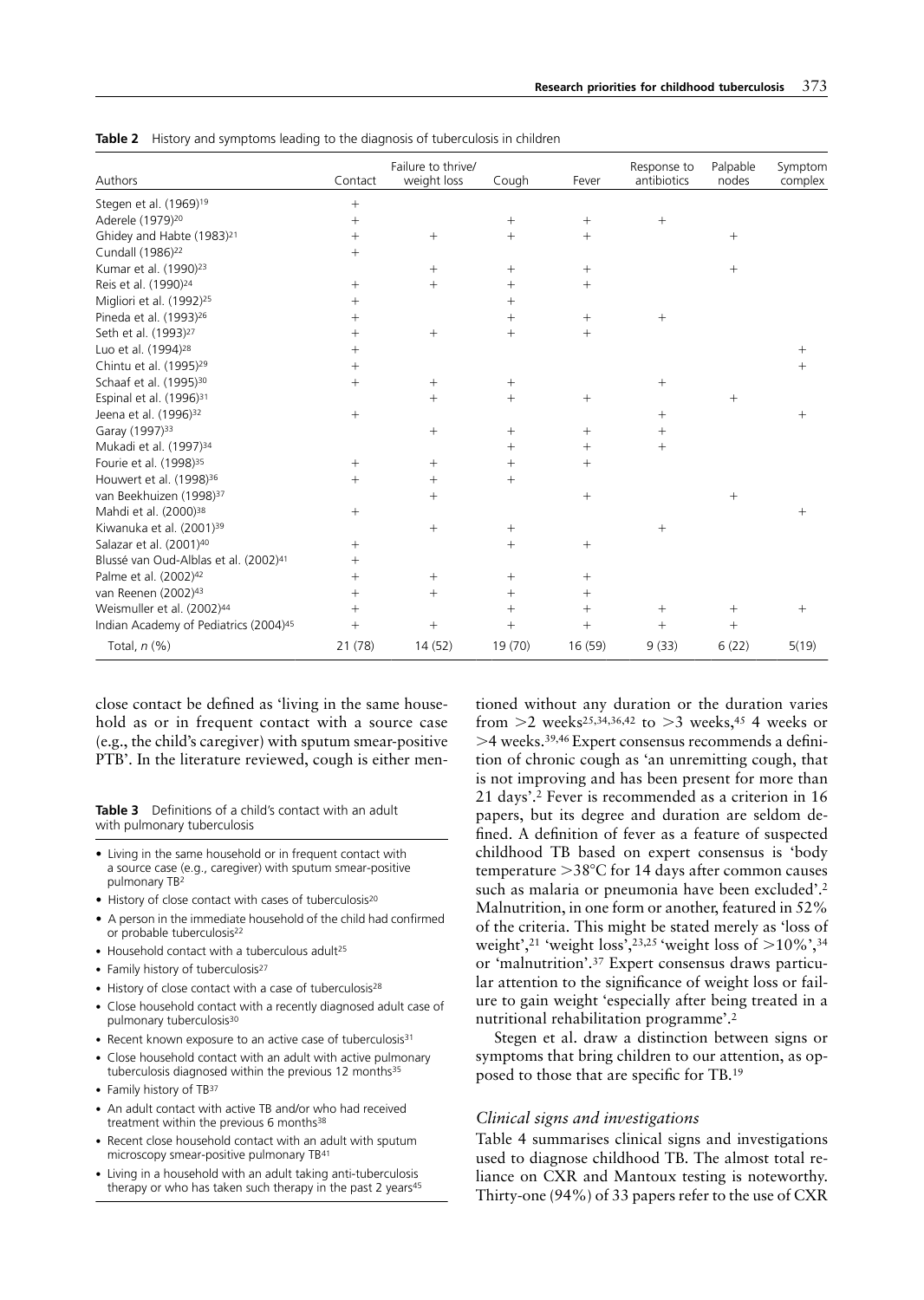**Table 2** History and symptoms leading to the diagnosis of tuberculosis in children

| Authors | Contact | Failure to thrive/ weight loss | Cough | Fever | Response to antibiotics | Palpable nodes | Symptom complex |
|---|---|---|---|---|---|---|---|
| Stegen et al. (1969)[19] | + | | | | | | |
| Aderele (1979)[20] | + | | + | + | + | | |
| Ghidey and Habte (1983)[21] | + | + | + | + | | + | |
| Cundall (1986)[22] | + | | | | | | |
| Kumar et al. (1990)[23] | | + | + | + | | + | |
| Reis et al. (1990)[24] | + | + | + | + | | | |
| Migliori et al. (1992)[25] | + | | + | | | | |
| Pineda et al. (1993)[26] | + | | + | + | + | | |
| Seth et al. (1993)[27] | + | + | + | + | | | |
| Luo et al. (1994)[28] | + | | | | | | + |
| Chintu et al. (1995)[29] | + | | | | | | + |
| Schaaf et al. (1995)[30] | + | + | + | | + | | |
| Espinal et al. (1996)[31] | | + | + | + | | + | |
| Jeena et al. (1996)[32] | + | | | | + | | + |
| Garay (1997)[33] | | + | + | + | + | | |
| Mukadi et al. (1997)[34] | | | + | + | + | | |
| Fourie et al. (1998)[35] | + | + | + | + | | | |
| Houwert et al. (1998)[36] | + | + | + | | | | |
| van Beekhuizen (1998)[37] | | + | | + | | + | |
| Mahdi et al. (2000)[38] | + | | | | | | + |
| Kiwanuka et al. (2001)[39] | | + | + | | + | | |
| Salazar et al. (2001)[40] | + | | + | + | | | |
| Blussé van Oud-Alblas et al. (2002)[41] | + | | | | | | |
| Palme et al. (2002)[42] | + | + | + | + | | | |
| van Reenen (2002)[43] | + | + | + | + | | | |
| Weismuller et al. (2002)[44] | + | | + | + | + | + | + |
| Indian Academy of Pediatrics (2004)[45] | + | + | + | + | + | + | |
| Total, *n* (%) | 21 (78) | 14 (52) | 19 (70) | 16 (59) | 9 (33) | 6 (22) | 5(19) |

close contact be defined as 'living in the same household as or in frequent contact with a source case (e.g., the child's caregiver) with sputum smear-positive PTB'. In the literature reviewed, cough is either mentioned without any duration or the duration varies from >2 weeks[25,34,36,42] to >3 weeks,[45] 4 weeks or >4 weeks.[39,46] Expert consensus recommends a definition of chronic cough as 'an unremitting cough, that is not improving and has been present for more than 21 days'.[2] Fever is recommended as a criterion in 16 papers, but its degree and duration are seldom defined. A definition of fever as a feature of suspected childhood TB based on expert consensus is 'body temperature >38°C for 14 days after common causes such as malaria or pneumonia have been excluded'.[2] Malnutrition, in one form or another, featured in 52% of the criteria. This might be stated merely as 'loss of weight',[21] 'weight loss',[23,25] 'weight loss of >10%',[34] or 'malnutrition'.[37] Expert consensus draws particular attention to the significance of weight loss or failure to gain weight 'especially after being treated in a nutritional rehabilitation programme'.[2]

Stegen et al. draw a distinction between signs or symptoms that bring children to our attention, as opposed to those that are specific for TB.[19]

**Table 3** Definitions of a child's contact with an adult with pulmonary tuberculosis

- Living in the same household or in frequent contact with a source case (e.g., caregiver) with sputum smear-positive pulmonary TB[2]
- History of close contact with cases of tuberculosis[20]
- A person in the immediate household of the child had confirmed or probable tuberculosis[22]
- Household contact with a tuberculous adult[25]
- Family history of tuberculosis[27]
- History of close contact with a case of tuberculosis[28]
- Close household contact with a recently diagnosed adult case of pulmonary tuberculosis[30]
- Recent known exposure to an active case of tuberculosis[31]
- Close household contact with an adult with active pulmonary tuberculosis diagnosed within the previous 12 months[35]
- Family history of TB[37]
- An adult contact with active TB and/or who had received treatment within the previous 6 months[38]
- Recent close household contact with an adult with sputum microscopy smear-positive pulmonary TB[41]
- Living in a household with an adult taking anti-tuberculosis therapy or who has taken such therapy in the past 2 years[45]

### *Clinical signs and investigations*

Table 4 summarises clinical signs and investigations used to diagnose childhood TB. The almost total reliance on CXR and Mantoux testing is noteworthy. Thirty-one (94%) of 33 papers refer to the use of CXR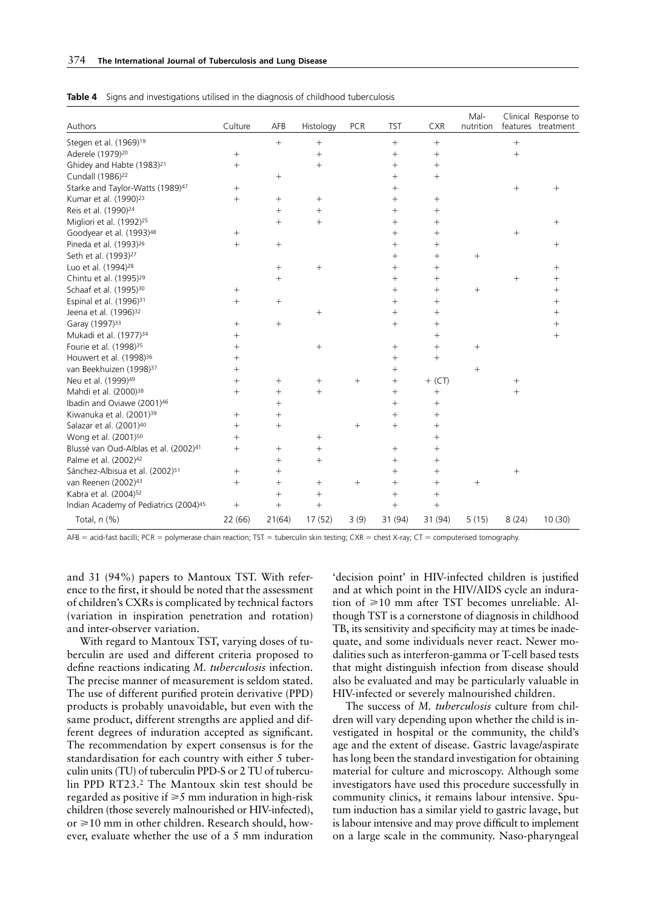**Table 4** Signs and investigations utilised in the diagnosis of childhood tuberculosis

| Authors | Culture | AFB | Histology | PCR | TST | CXR | Mal-nutrition | Clinical features | Response to treatment |
|---|---|---|---|---|---|---|---|---|---|
| Stegen et al. (1969)[19] | | + | + | | + | + | | + | |
| Aderele (1979)[20] | + | | + | | + | + | | + | |
| Ghidey and Habte (1983)[21] | + | | + | | + | + | | | |
| Cundall (1986)[22] | | + | | | + | + | | | |
| Starke and Taylor-Watts (1989)[47] | + | | | | + | | | + | + |
| Kumar et al. (1990)[23] | + | + | + | | + | + | | | |
| Reis et al. (1990)[24] | | + | + | | + | + | | | |
| Migliori et al. (1992)[25] | | + | + | | + | + | | | + |
| Goodyear et al. (1993)[48] | + | | | | + | + | | + | |
| Pineda et al. (1993)[26] | + | + | | | + | + | | | + |
| Seth et al. (1993)[27] | | | | | + | + | + | | |
| Luo et al. (1994)[28] | | + | + | | + | + | | | + |
| Chintu et al. (1995)[29] | | + | | | + | + | | + | + |
| Schaaf et al. (1995)[30] | + | | | | + | + | + | | + |
| Espinal et al. (1996)[31] | + | + | | | + | + | | | + |
| Jeena et al. (1996)[32] | | | + | | + | + | | | + |
| Garay (1997)[33] | + | + | | | + | + | | | + |
| Mukadi et al. (1977)[34] | + | | | | | + | | | + |
| Fourie et al. (1998)[35] | + | | + | | + | + | + | | |
| Houwert et al. (1998)[36] | + | | | | + | + | | | |
| van Beekhuizen (1998)[37] | + | | | | + | | + | | |
| Neu et al. (1999)[49] | + | + | + | + | + | + (CT) | | + | |
| Mahdi et al. (2000)[38] | + | + | + | | + | + | | + | |
| Ibadin and Oviawe (2001)[46] | | + | | | + | + | | | |
| Kiwanuka et al. (2001)[39] | + | + | | | + | + | | | |
| Salazar et al. (2001)[40] | + | + | | + | + | + | | | |
| Wong et al. (2001)[50] | + | | + | | | + | | | |
| Blussé van Oud-Alblas et al. (2002)[41] | + | + | + | | + | + | | | |
| Palme et al. (2002)[42] | | + | + | | + | + | | | |
| Sánchez-Albisua et al. (2002)[51] | + | + | | | + | + | | + | |
| van Reenen (2002)[43] | + | + | + | + | + | + | + | | |
| Kabra et al. (2004)[52] | | + | + | | + | + | | | |
| Indian Academy of Pediatrics (2004)[45] | + | + | + | | + | + | | | |
| Total, *n* (%) | 22 (66) | 21(64) | 17 (52) | 3 (9) | 31 (94) | 31 (94) | 5 (15) | 8 (24) | 10 (30) |

AFB = acid-fast bacilli; PCR = polymerase chain reaction; TST = tuberculin skin testing; CXR = chest X-ray; CT = computerised tomography.

and 31 (94%) papers to Mantoux TST. With reference to the first, it should be noted that the assessment of children's CXRs is complicated by technical factors (variation in inspiration penetration and rotation) and inter-observer variation.

With regard to Mantoux TST, varying doses of tuberculin are used and different criteria proposed to define reactions indicating *M. tuberculosis* infection. The precise manner of measurement is seldom stated. The use of different purified protein derivative (PPD) products is probably unavoidable, but even with the same product, different strengths are applied and different degrees of induration accepted as significant. The recommendation by expert consensus is for the standardisation for each country with either 5 tuberculin units (TU) of tuberculin PPD-S or 2 TU of tuberculin PPD RT23.[2] The Mantoux skin test should be regarded as positive if ⩾5 mm induration in high-risk children (those severely malnourished or HIV-infected), or ⩾10 mm in other children. Research should, however, evaluate whether the use of a 5 mm induration 'decision point' in HIV-infected children is justified and at which point in the HIV/AIDS cycle an induration of ⩾10 mm after TST becomes unreliable. Although TST is a cornerstone of diagnosis in childhood TB, its sensitivity and specificity may at times be inadequate, and some individuals never react. Newer modalities such as interferon-gamma or T-cell based tests that might distinguish infection from disease should also be evaluated and may be particularly valuable in HIV-infected or severely malnourished children.

The success of *M. tuberculosis* culture from children will vary depending upon whether the child is investigated in hospital or the community, the child's age and the extent of disease. Gastric lavage/aspirate has long been the standard investigation for obtaining material for culture and microscopy. Although some investigators have used this procedure successfully in community clinics, it remains labour intensive. Sputum induction has a similar yield to gastric lavage, but is labour intensive and may prove difficult to implement on a large scale in the community. Naso-pharyngeal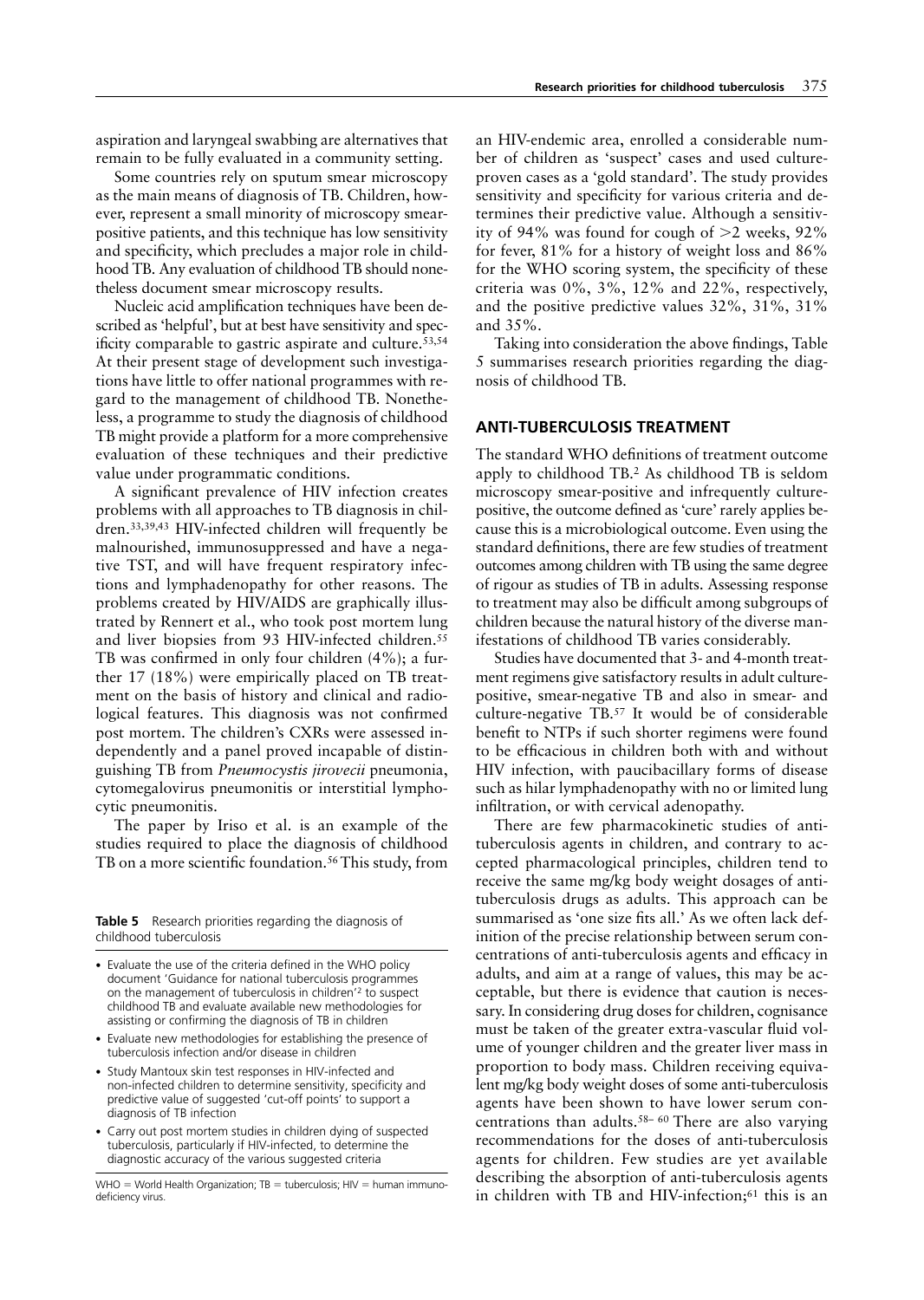aspiration and laryngeal swabbing are alternatives that remain to be fully evaluated in a community setting.

Some countries rely on sputum smear microscopy as the main means of diagnosis of TB. Children, however, represent a small minority of microscopy smear-positive patients, and this technique has low sensitivity and specificity, which precludes a major role in childhood TB. Any evaluation of childhood TB should nonetheless document smear microscopy results.

Nucleic acid amplification techniques have been described as 'helpful', but at best have sensitivity and specificity comparable to gastric aspirate and culture.[53,54] At their present stage of development such investigations have little to offer national programmes with regard to the management of childhood TB. Nonetheless, a programme to study the diagnosis of childhood TB might provide a platform for a more comprehensive evaluation of these techniques and their predictive value under programmatic conditions.

A significant prevalence of HIV infection creates problems with all approaches to TB diagnosis in children.[33,39,43] HIV-infected children will frequently be malnourished, immunosuppressed and have a negative TST, and will have frequent respiratory infections and lymphadenopathy for other reasons. The problems created by HIV/AIDS are graphically illustrated by Rennert et al., who took post mortem lung and liver biopsies from 93 HIV-infected children.[55] TB was confirmed in only four children (4%); a further 17 (18%) were empirically placed on TB treatment on the basis of history and clinical and radiological features. This diagnosis was not confirmed post mortem. The children's CXRs were assessed independently and a panel proved incapable of distinguishing TB from *Pneumocystis jirovecii* pneumonia, cytomegalovirus pneumonitis or interstitial lymphocytic pneumonitis.

The paper by Iriso et al. is an example of the studies required to place the diagnosis of childhood TB on a more scientific foundation.[56] This study, from an HIV-endemic area, enrolled a considerable number of children as 'suspect' cases and used culture-proven cases as a 'gold standard'. The study provides sensitivity and specificity for various criteria and determines their predictive value. Although a sensitivity of 94% was found for cough of >2 weeks, 92% for fever, 81% for a history of weight loss and 86% for the WHO scoring system, the specificity of these criteria was 0%, 3%, 12% and 22%, respectively, and the positive predictive values 32%, 31%, 31% and 35%.

Taking into consideration the above findings, Table 5 summarises research priorities regarding the diagnosis of childhood TB.

**Table 5** Research priorities regarding the diagnosis of childhood tuberculosis

- Evaluate the use of the criteria defined in the WHO policy document 'Guidance for national tuberculosis programmes on the management of tuberculosis in children'[2] to suspect childhood TB and evaluate available new methodologies for assisting or confirming the diagnosis of TB in children
- Evaluate new methodologies for establishing the presence of tuberculosis infection and/or disease in children
- Study Mantoux skin test responses in HIV-infected and non-infected children to determine sensitivity, specificity and predictive value of suggested 'cut-off points' to support a diagnosis of TB infection
- Carry out post mortem studies in children dying of suspected tuberculosis, particularly if HIV-infected, to determine the diagnostic accuracy of the various suggested criteria

WHO = World Health Organization; TB = tuberculosis; HIV = human immunodeficiency virus.

## ANTI-TUBERCULOSIS TREATMENT

The standard WHO definitions of treatment outcome apply to childhood TB.[2] As childhood TB is seldom microscopy smear-positive and infrequently culture-positive, the outcome defined as 'cure' rarely applies because this is a microbiological outcome. Even using the standard definitions, there are few studies of treatment outcomes among children with TB using the same degree of rigour as studies of TB in adults. Assessing response to treatment may also be difficult among subgroups of children because the natural history of the diverse manifestations of childhood TB varies considerably.

Studies have documented that 3- and 4-month treatment regimens give satisfactory results in adult culture-positive, smear-negative TB and also in smear- and culture-negative TB.[57] It would be of considerable benefit to NTPs if such shorter regimens were found to be efficacious in children both with and without HIV infection, with paucibacillary forms of disease such as hilar lymphadenopathy with no or limited lung infiltration, or with cervical adenopathy.

There are few pharmacokinetic studies of anti-tuberculosis agents in children, and contrary to accepted pharmacological principles, children tend to receive the same mg/kg body weight dosages of anti-tuberculosis drugs as adults. This approach can be summarised as 'one size fits all.' As we often lack definition of the precise relationship between serum concentrations of anti-tuberculosis agents and efficacy in adults, and aim at a range of values, this may be acceptable, but there is evidence that caution is necessary. In considering drug doses for children, cognisance must be taken of the greater extra-vascular fluid volume of younger children and the greater liver mass in proportion to body mass. Children receiving equivalent mg/kg body weight doses of some anti-tuberculosis agents have been shown to have lower serum concentrations than adults.[58–60] There are also varying recommendations for the doses of anti-tuberculosis agents for children. Few studies are yet available describing the absorption of anti-tuberculosis agents in children with TB and HIV-infection;[61] this is an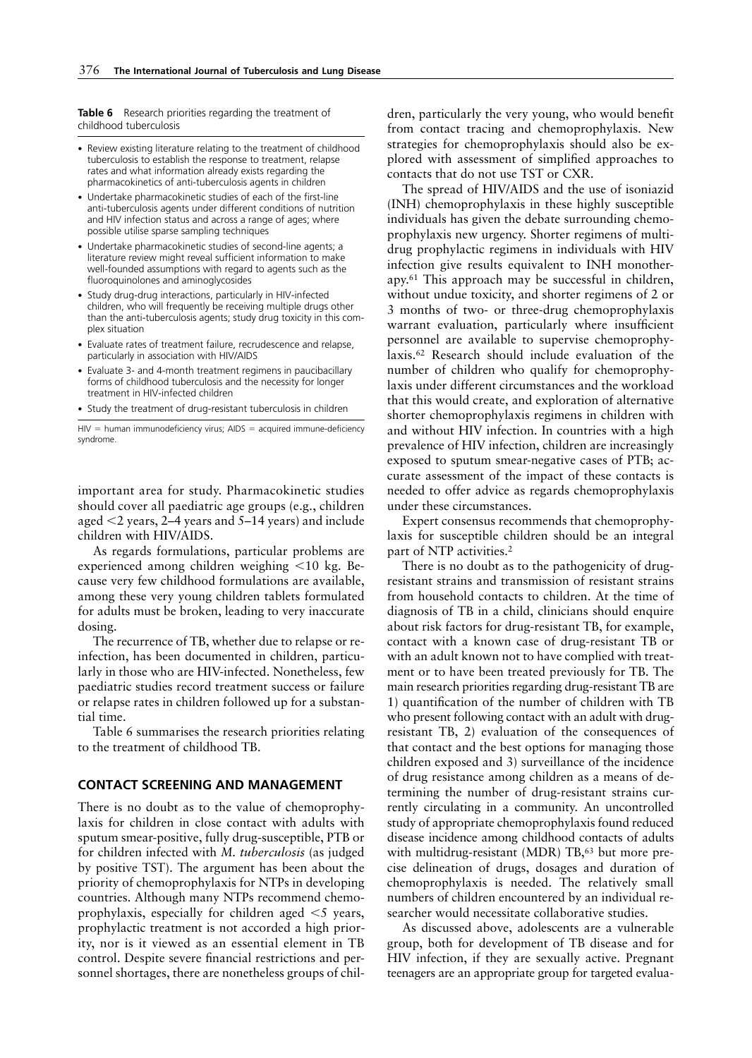**Table 6** Research priorities regarding the treatment of childhood tuberculosis

- Review existing literature relating to the treatment of childhood tuberculosis to establish the response to treatment, relapse rates and what information already exists regarding the pharmacokinetics of anti-tuberculosis agents in children
- Undertake pharmacokinetic studies of each of the first-line anti-tuberculosis agents under different conditions of nutrition and HIV infection status and across a range of ages; where possible utilise sparse sampling techniques
- Undertake pharmacokinetic studies of second-line agents; a literature review might reveal sufficient information to make well-founded assumptions with regard to agents such as the fluoroquinolones and aminoglycosides
- Study drug-drug interactions, particularly in HIV-infected children, who will frequently be receiving multiple drugs other than the anti-tuberculosis agents; study drug toxicity in this complex situation
- Evaluate rates of treatment failure, recrudescence and relapse, particularly in association with HIV/AIDS
- Evaluate 3- and 4-month treatment regimens in paucibacillary forms of childhood tuberculosis and the necessity for longer treatment in HIV-infected children
- Study the treatment of drug-resistant tuberculosis in children

HIV = human immunodeficiency virus; AIDS = acquired immune-deficiency syndrome.

important area for study. Pharmacokinetic studies should cover all paediatric age groups (e.g., children aged <2 years, 2–4 years and 5–14 years) and include children with HIV/AIDS.

As regards formulations, particular problems are experienced among children weighing <10 kg. Because very few childhood formulations are available, among these very young children tablets formulated for adults must be broken, leading to very inaccurate dosing.

The recurrence of TB, whether due to relapse or reinfection, has been documented in children, particularly in those who are HIV-infected. Nonetheless, few paediatric studies record treatment success or failure or relapse rates in children followed up for a substantial time.

Table 6 summarises the research priorities relating to the treatment of childhood TB.

## CONTACT SCREENING AND MANAGEMENT

There is no doubt as to the value of chemoprophylaxis for children in close contact with adults with sputum smear-positive, fully drug-susceptible, PTB or for children infected with *M. tuberculosis* (as judged by positive TST). The argument has been about the priority of chemoprophylaxis for NTPs in developing countries. Although many NTPs recommend chemoprophylaxis, especially for children aged <5 years, prophylactic treatment is not accorded a high priority, nor is it viewed as an essential element in TB control. Despite severe financial restrictions and personnel shortages, there are nonetheless groups of children, particularly the very young, who would benefit from contact tracing and chemoprophylaxis. New strategies for chemoprophylaxis should also be explored with assessment of simplified approaches to contacts that do not use TST or CXR.

The spread of HIV/AIDS and the use of isoniazid (INH) chemoprophylaxis in these highly susceptible individuals has given the debate surrounding chemoprophylaxis new urgency. Shorter regimens of multidrug prophylactic regimens in individuals with HIV infection give results equivalent to INH monotherapy.[61] This approach may be successful in children, without undue toxicity, and shorter regimens of 2 or 3 months of two- or three-drug chemoprophylaxis warrant evaluation, particularly where insufficient personnel are available to supervise chemoprophylaxis.[62] Research should include evaluation of the number of children who qualify for chemoprophylaxis under different circumstances and the workload that this would create, and exploration of alternative shorter chemoprophylaxis regimens in children with and without HIV infection. In countries with a high prevalence of HIV infection, children are increasingly exposed to sputum smear-negative cases of PTB; accurate assessment of the impact of these contacts is needed to offer advice as regards chemoprophylaxis under these circumstances.

Expert consensus recommends that chemoprophylaxis for susceptible children should be an integral part of NTP activities.[2]

There is no doubt as to the pathogenicity of drug-resistant strains and transmission of resistant strains from household contacts to children. At the time of diagnosis of TB in a child, clinicians should enquire about risk factors for drug-resistant TB, for example, contact with a known case of drug-resistant TB or with an adult known not to have complied with treatment or to have been treated previously for TB. The main research priorities regarding drug-resistant TB are 1) quantification of the number of children with TB who present following contact with an adult with drug-resistant TB, 2) evaluation of the consequences of that contact and the best options for managing those children exposed and 3) surveillance of the incidence of drug resistance among children as a means of determining the number of drug-resistant strains currently circulating in a community. An uncontrolled study of appropriate chemoprophylaxis found reduced disease incidence among childhood contacts of adults with multidrug-resistant (MDR) TB,[63] but more precise delineation of drugs, dosages and duration of chemoprophylaxis is needed. The relatively small numbers of children encountered by an individual researcher would necessitate collaborative studies.

As discussed above, adolescents are a vulnerable group, both for development of TB disease and for HIV infection, if they are sexually active. Pregnant teenagers are an appropriate group for targeted evalua-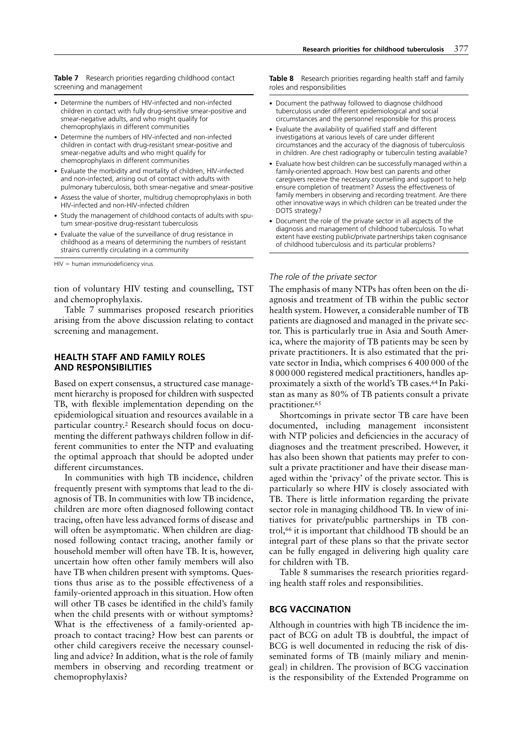**Table 7** Research priorities regarding childhood contact screening and management

- Determine the numbers of HIV-infected and non-infected children in contact with fully drug-sensitive smear-positive and smear-negative adults, and who might qualify for chemoprophylaxis in different communities
- Determine the numbers of HIV-infected and non-infected children in contact with drug-resistant smear-positive and smear-negative adults and who might qualify for chemoprophylaxis in different communities
- Evaluate the morbidity and mortality of children, HIV-infected and non-infected, arising out of contact with adults with pulmonary tuberculosis, both smear-negative and smear-positive
- Assess the value of shorter, multidrug chemoprophylaxis in both HIV-infected and non-HIV-infected children
- Study the management of childhood contacts of adults with sputum smear-positive drug-resistant tuberculosis
- Evaluate the value of the surveillance of drug resistance in childhood as a means of determining the numbers of resistant strains currently circulating in a community

HIV = human immunodeficiency virus.

tion of voluntary HIV testing and counselling, TST and chemoprophylaxis.

Table 7 summarises proposed research priorities arising from the above discussion relating to contact screening and management.

## HEALTH STAFF AND FAMILY ROLES AND RESPONSIBILITIES

Based on expert consensus, a structured case management hierarchy is proposed for children with suspected TB, with flexible implementation depending on the epidemiological situation and resources available in a particular country.[2] Research should focus on documenting the different pathways children follow in different communities to enter the NTP and evaluating the optimal approach that should be adopted under different circumstances.

In communities with high TB incidence, children frequently present with symptoms that lead to the diagnosis of TB. In communities with low TB incidence, children are more often diagnosed following contact tracing, often have less advanced forms of disease and will often be asymptomatic. When children are diagnosed following contact tracing, another family or household member will often have TB. It is, however, uncertain how often other family members will also have TB when children present with symptoms. Questions thus arise as to the possible effectiveness of a family-oriented approach in this situation. How often will other TB cases be identified in the child's family when the child presents with or without symptoms? What is the effectiveness of a family-oriented approach to contact tracing? How best can parents or other child caregivers receive the necessary counselling and advice? In addition, what is the role of family members in observing and recording treatment or chemoprophylaxis?

**Table 8** Research priorities regarding health staff and family roles and responsibilities

- Document the pathway followed to diagnose childhood tuberculosis under different epidemiological and social circumstances and the personnel responsible for this process
- Evaluate the availability of qualified staff and different investigations at various levels of care under different circumstances and the accuracy of the diagnosis of tuberculosis in children. Are chest radiography or tuberculin testing available?
- Evaluate how best children can be successfully managed within a family-oriented approach. How best can parents and other caregivers receive the necessary counselling and support to help ensure completion of treatment? Assess the effectiveness of family members in observing and recording treatment. Are there other innovative ways in which children can be treated under the DOTS strategy?
- Document the role of the private sector in all aspects of the diagnosis and management of childhood tuberculosis. To what extent have existing public/private partnerships taken cognisance of childhood tuberculosis and its particular problems?

### *The role of the private sector*

The emphasis of many NTPs has often been on the diagnosis and treatment of TB within the public sector health system. However, a considerable number of TB patients are diagnosed and managed in the private sector. This is particularly true in Asia and South America, where the majority of TB patients may be seen by private practitioners. It is also estimated that the private sector in India, which comprises 6 400 000 of the 8 000 000 registered medical practitioners, handles approximately a sixth of the world's TB cases.[64] In Pakistan as many as 80% of TB patients consult a private practitioner.[65]

Shortcomings in private sector TB care have been documented, including management inconsistent with NTP policies and deficiencies in the accuracy of diagnoses and the treatment prescribed. However, it has also been shown that patients may prefer to consult a private practitioner and have their disease managed within the 'privacy' of the private sector. This is particularly so where HIV is closely associated with TB. There is little information regarding the private sector role in managing childhood TB. In view of initiatives for private/public partnerships in TB control,[66] it is important that childhood TB should be an integral part of these plans so that the private sector can be fully engaged in delivering high quality care for children with TB.

Table 8 summarises the research priorities regarding health staff roles and responsibilities.

## BCG VACCINATION

Although in countries with high TB incidence the impact of BCG on adult TB is doubtful, the impact of BCG is well documented in reducing the risk of disseminated forms of TB (mainly miliary and meningeal) in children. The provision of BCG vaccination is the responsibility of the Extended Programme on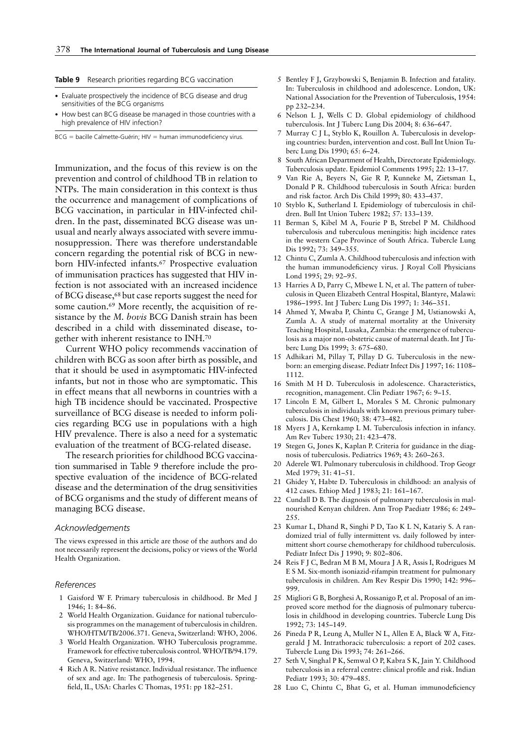**Table 9** Research priorities regarding BCG vaccination

- Evaluate prospectively the incidence of BCG disease and drug sensitivities of the BCG organisms
- How best can BCG disease be managed in those countries with a high prevalence of HIV infection?

BCG = bacille Calmette-Guérin; HIV = human immunodeficiency virus.

Immunization, and the focus of this review is on the prevention and control of childhood TB in relation to NTPs. The main consideration in this context is thus the occurrence and management of complications of BCG vaccination, in particular in HIV-infected children. In the past, disseminated BCG disease was unusual and nearly always associated with severe immunosuppression. There was therefore understandable concern regarding the potential risk of BCG in newborn HIV-infected infants.[67] Prospective evaluation of immunisation practices has suggested that HIV infection is not associated with an increased incidence of BCG disease,[68] but case reports suggest the need for some caution.[69] More recently, the acquisition of resistance by the *M. bovis* BCG Danish strain has been described in a child with disseminated disease, together with inherent resistance to INH.[70]

Current WHO policy recommends vaccination of children with BCG as soon after birth as possible, and that it should be used in asymptomatic HIV-infected infants, but not in those who are symptomatic. This in effect means that all newborns in countries with a high TB incidence should be vaccinated. Prospective surveillance of BCG disease is needed to inform policies regarding BCG use in populations with a high HIV prevalence. There is also a need for a systematic evaluation of the treatment of BCG-related disease.

The research priorities for childhood BCG vaccination summarised in Table 9 therefore include the prospective evaluation of the incidence of BCG-related disease and the determination of the drug sensitivities of BCG organisms and the study of different means of managing BCG disease.

## Acknowledgements

The views expressed in this article are those of the authors and do not necessarily represent the decisions, policy or views of the World Health Organization.

## References

1. Gaisford W F. Primary tuberculosis in childhood. Br Med J 1946; 1: 84–86.
2. World Health Organization. Guidance for national tuberculosis programmes on the management of tuberculosis in children. WHO/HTM/TB/2006.371. Geneva, Switzerland: WHO, 2006.
3. World Health Organization. WHO Tuberculosis programme. Framework for effective tuberculosis control. WHO/TB/94.179. Geneva, Switzerland: WHO, 1994.
4. Rich A R. Native resistance. Individual resistance. The influence of sex and age. In: The pathogenesis of tuberculosis. Springfield, IL, USA: Charles C Thomas, 1951: pp 182–251.
5. Bentley F J, Grzybowski S, Benjamin B. Infection and fatality. In: Tuberculosis in childhood and adolescence. London, UK: National Association for the Prevention of Tuberculosis, 1954: pp 232–234.
6. Nelson L J, Wells C D. Global epidemiology of childhood tuberculosis. Int J Tuberc Lung Dis 2004; 8: 636–647.
7. Murray C J L, Styblo K, Rouillon A. Tuberculosis in developing countries: burden, intervention and cost. Bull Int Union Tuberc Lung Dis 1990; 65: 6–24.
8. South African Department of Health, Directorate Epidemiology. Tuberculosis update. Epidemiol Comments 1995; 22: 13–17.
9. Van Rie A, Beyers N, Gie R P, Kunneke M, Zietsman L, Donald P R. Childhood tuberculosis in South Africa: burden and risk factor. Arch Dis Child 1999; 80: 433–437.
10. Styblo K, Sutherland I. Epidemiology of tuberculosis in children. Bull Int Union Tuberc 1982; 57: 133–139.
11. Berman S, Kibel M A, Fourie P B, Strebel P M. Childhood tuberculosis and tuberculous meningitis: high incidence rates in the western Cape Province of South Africa. Tubercle Lung Dis 1992; 73: 349–355.
12. Chintu C, Zumla A. Childhood tuberculosis and infection with the human immunodeficiency virus. J Royal Coll Physicians Lond 1995; 29: 92–95.
13. Harries A D, Parry C, Mbewe L N, et al. The pattern of tuberculosis in Queen Elizabeth Central Hospital, Blantyre, Malawi: 1986–1995. Int J Tuberc Lung Dis 1997; 1: 346–351.
14. Ahmed Y, Mwaba P, Chintu C, Grange J M, Ustianowski A, Zumla A. A study of maternal mortality at the University Teaching Hospital, Lusaka, Zambia: the emergence of tuberculosis as a major non-obstetric cause of maternal death. Int J Tuberc Lung Dis 1999; 3: 675–680.
15. Adhikari M, Pillay T, Pillay D G. Tuberculosis in the newborn: an emerging disease. Pediatr Infect Dis J 1997; 16: 1108–1112.
16. Smith M H D. Tuberculosis in adolescence. Characteristics, recognition, management. Clin Pediatr 1967; 6: 9–15.
17. Lincoln E M, Gilbert L, Morales S M. Chronic pulmonary tuberculosis in individuals with known previous primary tuberculosis. Dis Chest 1960; 38: 473–482.
18. Myers J A, Kernkamp L M. Tuberculosis infection in infancy. Am Rev Tuberc 1930; 21: 423–478.
19. Stegen G, Jones K, Kaplan P. Criteria for guidance in the diagnosis of tuberculosis. Pediatrics 1969; 43: 260–263.
20. Aderele WI. Pulmonary tuberculosis in childhood. Trop Geogr Med 1979; 31: 41–51.
21. Ghidey Y, Habte D. Tuberculosis in childhood: an analysis of 412 cases. Ethiop Med J 1983; 21: 161–167.
22. Cundall D B. The diagnosis of pulmonary tuberculosis in malnourished Kenyan children. Ann Trop Paediatr 1986; 6: 249–255.
23. Kumar L, Dhand R, Singhi P D, Tao K L N, Katariy S. A randomized trial of fully intermittent vs. daily followed by intermittent short course chemotherapy for childhood tuberculosis. Pediatr Infect Dis J 1990; 9: 802–806.
24. Reis F J C, Bedran M B M, Moura J A R, Assis I, Rodrigues M E S M. Six-month isoniazid-rifampin treatment for pulmonary tuberculosis in children. Am Rev Respir Dis 1990; 142: 996–999.
25. Migliori G B, Borghesi A, Rossanigo P, et al. Proposal of an improved score method for the diagnosis of pulmonary tuberculosis in childhood in developing countries. Tubercle Lung Dis 1992; 73: 145–149.
26. Pineda P R, Leung A, Muller N L, Allen E A, Black W A, Fitzgerald J M. Intrathoracic tuberculosis: a report of 202 cases. Tubercle Lung Dis 1993; 74: 261–266.
27. Seth V, Singhal P K, Semwal O P, Kabra S K, Jain Y. Childhood tuberculosis in a referral centre: clinical profile and risk. Indian Pediatr 1993; 30: 479–485.
28. Luo C, Chintu C, Bhat G, et al. Human immunodeficiency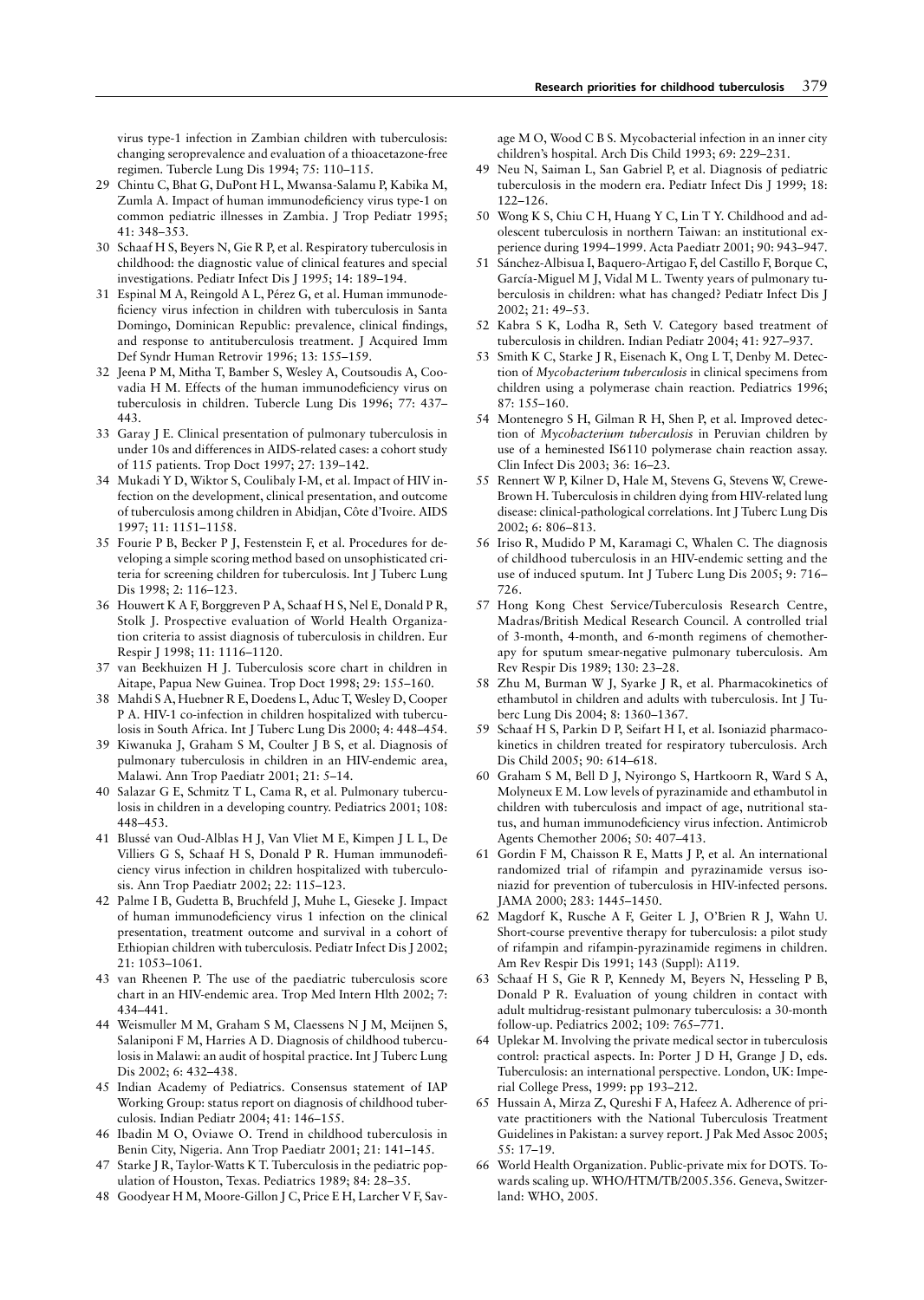virus type-1 infection in Zambian children with tuberculosis: changing seroprevalence and evaluation of a thioacetazone-free regimen. Tubercle Lung Dis 1994; 75: 110–115.

29 Chintu C, Bhat G, DuPont H L, Mwansa-Salamu P, Kabika M, Zumla A. Impact of human immunodeficiency virus type-1 on common pediatric illnesses in Zambia. J Trop Pediatr 1995; 41: 348–353.

30 Schaaf H S, Beyers N, Gie R P, et al. Respiratory tuberculosis in childhood: the diagnostic value of clinical features and special investigations. Pediatr Infect Dis J 1995; 14: 189–194.

31 Espinal M A, Reingold A L, Pérez G, et al. Human immunodeficiency virus infection in children with tuberculosis in Santa Domingo, Dominican Republic: prevalence, clinical findings, and response to antituberculosis treatment. J Acquired Imm Def Syndr Human Retrovir 1996; 13: 155–159.

32 Jeena P M, Mitha T, Bamber S, Wesley A, Coutsoudis A, Coovadia H M. Effects of the human immunodeficiency virus on tuberculosis in children. Tubercle Lung Dis 1996; 77: 437–443.

33 Garay J E. Clinical presentation of pulmonary tuberculosis in under 10s and differences in AIDS-related cases: a cohort study of 115 patients. Trop Doct 1997; 27: 139–142.

34 Mukadi Y D, Wiktor S, Coulibaly I-M, et al. Impact of HIV infection on the development, clinical presentation, and outcome of tuberculosis among children in Abidjan, Côte d'Ivoire. AIDS 1997; 11: 1151–1158.

35 Fourie P B, Becker P J, Festenstein F, et al. Procedures for developing a simple scoring method based on unsophisticated criteria for screening children for tuberculosis. Int J Tuberc Lung Dis 1998; 2: 116–123.

36 Houwert K A F, Borggreven P A, Schaaf H S, Nel E, Donald P R, Stolk J. Prospective evaluation of World Health Organization criteria to assist diagnosis of tuberculosis in children. Eur Respir J 1998; 11: 1116–1120.

37 van Beekhuizen H J. Tuberculosis score chart in children in Aitape, Papua New Guinea. Trop Doct 1998; 29: 155–160.

38 Mahdi S A, Huebner R E, Doedens L, Aduc T, Wesley D, Cooper P A. HIV-1 co-infection in children hospitalized with tuberculosis in South Africa. Int J Tuberc Lung Dis 2000; 4: 448–454.

39 Kiwanuka J, Graham S M, Coulter J B S, et al. Diagnosis of pulmonary tuberculosis in children in an HIV-endemic area, Malawi. Ann Trop Paediatr 2001; 21: 5–14.

40 Salazar G E, Schmitz T L, Cama R, et al. Pulmonary tuberculosis in children in a developing country. Pediatrics 2001; 108: 448–453.

41 Blussé van Oud-Alblas H J, Van Vliet M E, Kimpen J L L, De Villiers G S, Schaaf H S, Donald P R. Human immunodeficiency virus infection in children hospitalized with tuberculosis. Ann Trop Paediatr 2002; 22: 115–123.

42 Palme I B, Gudetta B, Bruchfeld J, Muhe L, Gieseke J. Impact of human immunodeficiency virus 1 infection on the clinical presentation, treatment outcome and survival in a cohort of Ethiopian children with tuberculosis. Pediatr Infect Dis J 2002; 21: 1053–1061.

43 van Rheenen P. The use of the paediatric tuberculosis score chart in an HIV-endemic area. Trop Med Intern Hlth 2002; 7: 434–441.

44 Weismuller M M, Graham S M, Claessens N J M, Meijnen S, Salaniponi F M, Harries A D. Diagnosis of childhood tuberculosis in Malawi: an audit of hospital practice. Int J Tuberc Lung Dis 2002; 6: 432–438.

45 Indian Academy of Pediatrics. Consensus statement of IAP Working Group: status report on diagnosis of childhood tuberculosis. Indian Pediatr 2004; 41: 146–155.

46 Ibadin M O, Oviawe O. Trend in childhood tuberculosis in Benin City, Nigeria. Ann Trop Paediatr 2001; 21: 141–145.

47 Starke J R, Taylor-Watts K T. Tuberculosis in the pediatric population of Houston, Texas. Pediatrics 1989; 84: 28–35.

48 Goodyear H M, Moore-Gillon J C, Price E H, Larcher V F, Savage M O, Wood C B S. Mycobacterial infection in an inner city children's hospital. Arch Dis Child 1993; 69: 229–231.

49 Neu N, Saiman L, San Gabriel P, et al. Diagnosis of pediatric tuberculosis in the modern era. Pediatr Infect Dis J 1999; 18: 122–126.

50 Wong K S, Chiu C H, Huang Y C, Lin T Y. Childhood and adolescent tuberculosis in northern Taiwan: an institutional experience during 1994–1999. Acta Paediatr 2001; 90: 943–947.

51 Sánchez-Albisua I, Baquero-Artigao F, del Castillo F, Borque C, García-Miguel M J, Vidal M L. Twenty years of pulmonary tuberculosis in children: what has changed? Pediatr Infect Dis J 2002; 21: 49–53.

52 Kabra S K, Lodha R, Seth V. Category based treatment of tuberculosis in children. Indian Pediatr 2004; 41: 927–937.

53 Smith K C, Starke J R, Eisenach K, Ong L T, Denby M. Detection of *Mycobacterium tuberculosis* in clinical specimens from children using a polymerase chain reaction. Pediatrics 1996; 87: 155–160.

54 Montenegro S H, Gilman R H, Shen P, et al. Improved detection of *Mycobacterium tuberculosis* in Peruvian children by use of a heminested IS6110 polymerase chain reaction assay. Clin Infect Dis 2003; 36: 16–23.

55 Rennert W P, Kilner D, Hale M, Stevens G, Stevens W, Crewe-Brown H. Tuberculosis in children dying from HIV-related lung disease: clinical-pathological correlations. Int J Tuberc Lung Dis 2002; 6: 806–813.

56 Iriso R, Mudido P M, Karamagi C, Whalen C. The diagnosis of childhood tuberculosis in an HIV-endemic setting and the use of induced sputum. Int J Tuberc Lung Dis 2005; 9: 716–726.

57 Hong Kong Chest Service/Tuberculosis Research Centre, Madras/British Medical Research Council. A controlled trial of 3-month, 4-month, and 6-month regimens of chemotherapy for sputum smear-negative pulmonary tuberculosis. Am Rev Respir Dis 1989; 130: 23–28.

58 Zhu M, Burman W J, Syarke J R, et al. Pharmacokinetics of ethambutol in children and adults with tuberculosis. Int J Tuberc Lung Dis 2004; 8: 1360–1367.

59 Schaaf H S, Parkin D P, Seifart H I, et al. Isoniazid pharmacokinetics in children treated for respiratory tuberculosis. Arch Dis Child 2005; 90: 614–618.

60 Graham S M, Bell D J, Nyirongo S, Hartkoorn R, Ward S A, Molyneux E M. Low levels of pyrazinamide and ethambutol in children with tuberculosis and impact of age, nutritional status, and human immunodeficiency virus infection. Antimicrob Agents Chemother 2006; 50: 407–413.

61 Gordin F M, Chaisson R E, Matts J P, et al. An international randomized trial of rifampin and pyrazinamide versus isoniazid for prevention of tuberculosis in HIV-infected persons. JAMA 2000; 283: 1445–1450.

62 Magdorf K, Rusche A F, Geiter L J, O'Brien R J, Wahn U. Short-course preventive therapy for tuberculosis: a pilot study of rifampin and rifampin-pyrazinamide regimens in children. Am Rev Respir Dis 1991; 143 (Suppl): A119.

63 Schaaf H S, Gie R P, Kennedy M, Beyers N, Hesseling P B, Donald P R. Evaluation of young children in contact with adult multidrug-resistant pulmonary tuberculosis: a 30-month follow-up. Pediatrics 2002; 109: 765–771.

64 Uplekar M. Involving the private medical sector in tuberculosis control: practical aspects. In: Porter J D H, Grange J D, eds. Tuberculosis: an international perspective. London, UK: Imperial College Press, 1999: pp 193–212.

65 Hussain A, Mirza Z, Qureshi F A, Hafeez A. Adherence of private practitioners with the National Tuberculosis Treatment Guidelines in Pakistan: a survey report. J Pak Med Assoc 2005; 55: 17–19.

66 World Health Organization. Public-private mix for DOTS. Towards scaling up. WHO/HTM/TB/2005.356. Geneva, Switzerland: WHO, 2005.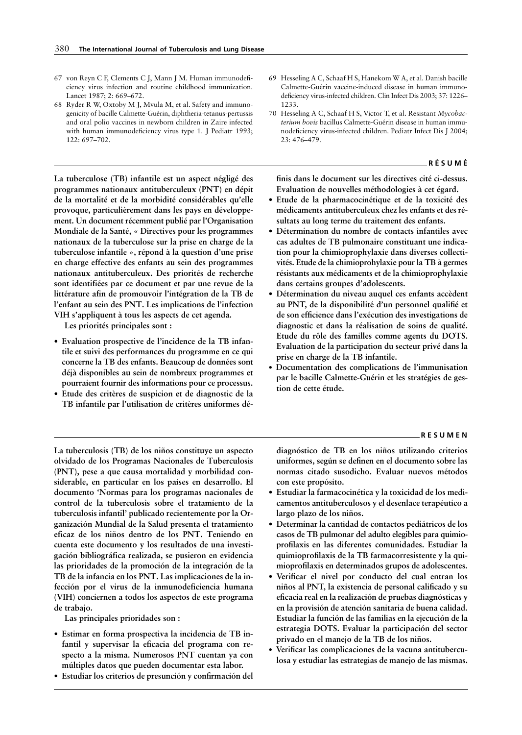67 von Reyn C F, Clements C J, Mann J M. Human immunodeficiency virus infection and routine childhood immunization. Lancet 1987; 2: 669–672.

68 Ryder R W, Oxtoby M J, Mvula M, et al. Safety and immunogenicity of bacille Calmette-Guérin, diphtheria-tetanus-pertussis and oral polio vaccines in newborn children in Zaire infected with human immunodeficiency virus type 1. J Pediatr 1993; 122: 697–702.

69 Hesseling A C, Schaaf H S, Hanekom W A, et al. Danish bacille Calmette-Guérin vaccine-induced disease in human immunodeficiency virus-infected children. Clin Infect Dis 2003; 37: 1226–1233.

70 Hesseling A C, Schaaf H S, Victor T, et al. Resistant *Mycobacterium bovis* bacillus Calmette-Guérin disease in human immunodeficiency virus-infected children. Pediatr Infect Dis J 2004; 23: 476–479.

## RÉSUMÉ

**La tuberculose (TB) infantile est un aspect négligé des programmes nationaux antituberculeux (PNT) en dépit de la mortalité et de la morbidité considérables qu'elle provoque, particulièrement dans les pays en développement. Un document récemment publié par l'Organisation Mondiale de la Santé, « Directives pour les programmes nationaux de la tuberculose sur la prise en charge de la tuberculose infantile », répond à la question d'une prise en charge effective des enfants au sein des programmes nationaux antituberculeux. Des priorités de recherche sont identifiées par ce document et par une revue de la littérature afin de promouvoir l'intégration de la TB de l'enfant au sein des PNT. Les implications de l'infection VIH s'appliquent à tous les aspects de cet agenda.**

**Les priorités principales sont :**

- **Evaluation prospective de l'incidence de la TB infantile et suivi des performances du programme en ce qui concerne la TB des enfants. Beaucoup de données sont déjà disponibles au sein de nombreux programmes et pourraient fournir des informations pour ce processus.**
- **Etude des critères de suspicion et de diagnostic de la TB infantile par l'utilisation de critères uniformes définis dans le document sur les directives cité ci-dessus. Evaluation de nouvelles méthodologies à cet égard.**
- **Etude de la pharmacocinétique et de la toxicité des médicaments antituberculeux chez les enfants et des résultats au long terme du traitement des enfants.**
- **Détermination du nombre de contacts infantiles avec cas adultes de TB pulmonaire constituant une indication pour la chimioprophylaxie dans diverses collectivités. Etude de la chimioprohylaxie pour la TB à germes résistants aux médicaments et de la chimioprophylaxie dans certains groupes d'adolescents.**
- **Détermination du niveau auquel ces enfants accèdent au PNT, de la disponibilité d'un personnel qualifié et de son efficience dans l'exécution des investigations de diagnostic et dans la réalisation de soins de qualité. Etude du rôle des familles comme agents du DOTS. Evaluation de la participation du secteur privé dans la prise en charge de la TB infantile.**
- **Documentation des complications de l'immunisation par le bacille Calmette-Guérin et les stratégies de gestion de cette étude.**

## RESUMEN

**La tuberculosis (TB) de los niños constituye un aspecto olvidado de los Programas Nacionales de Tuberculosis (PNT), pese a que causa mortalidad y morbilidad considerable, en particular en los países en desarrollo. El documento 'Normas para los programas nacionales de control de la tuberculosis sobre el tratamiento de la tuberculosis infantil' publicado recientemente por la Organización Mundial de la Salud presenta el tratamiento eficaz de los niños dentro de los PNT. Teniendo en cuenta este documento y los resultados de una investigación bibliográfica realizada, se pusieron en evidencia las prioridades de la promoción de la integración de la TB de la infancia en los PNT. Las implicaciones de la infección por el virus de la inmunodeficiencia humana (VIH) conciernen a todos los aspectos de este programa de trabajo.**

**Las principales prioridades son :**

- **Estimar en forma prospectiva la incidencia de TB infantil y supervisar la eficacia del programa con respecto a la misma. Numerosos PNT cuentan ya con múltiples datos que pueden documentar esta labor.**
- **Estudiar los criterios de presunción y confirmación del diagnóstico de TB en los niños utilizando criterios uniformes, según se definen en el documento sobre las normas citado susodicho. Evaluar nuevos métodos con este propósito.**
- **Estudiar la farmacocinética y la toxicidad de los medicamentos antituberculosos y el desenlace terapéutico a largo plazo de los niños.**
- **Determinar la cantidad de contactos pediátricos de los casos de TB pulmonar del adulto elegibles para quimioprofilaxis en las diferentes comunidades. Estudiar la quimioprofilaxis de la TB farmacorresistente y la quimioprofilaxis en determinados grupos de adolescentes.**
- **Verificar el nivel por conducto del cual entran los niños al PNT, la existencia de personal calificado y su eficacia real en la realización de pruebas diagnósticas y en la provisión de atención sanitaria de buena calidad. Estudiar la función de las familias en la ejecución de la estrategia DOTS. Evaluar la participación del sector privado en el manejo de la TB de los niños.**
- **Verificar las complicaciones de la vacuna antituberculosa y estudiar las estrategias de manejo de las mismas.**